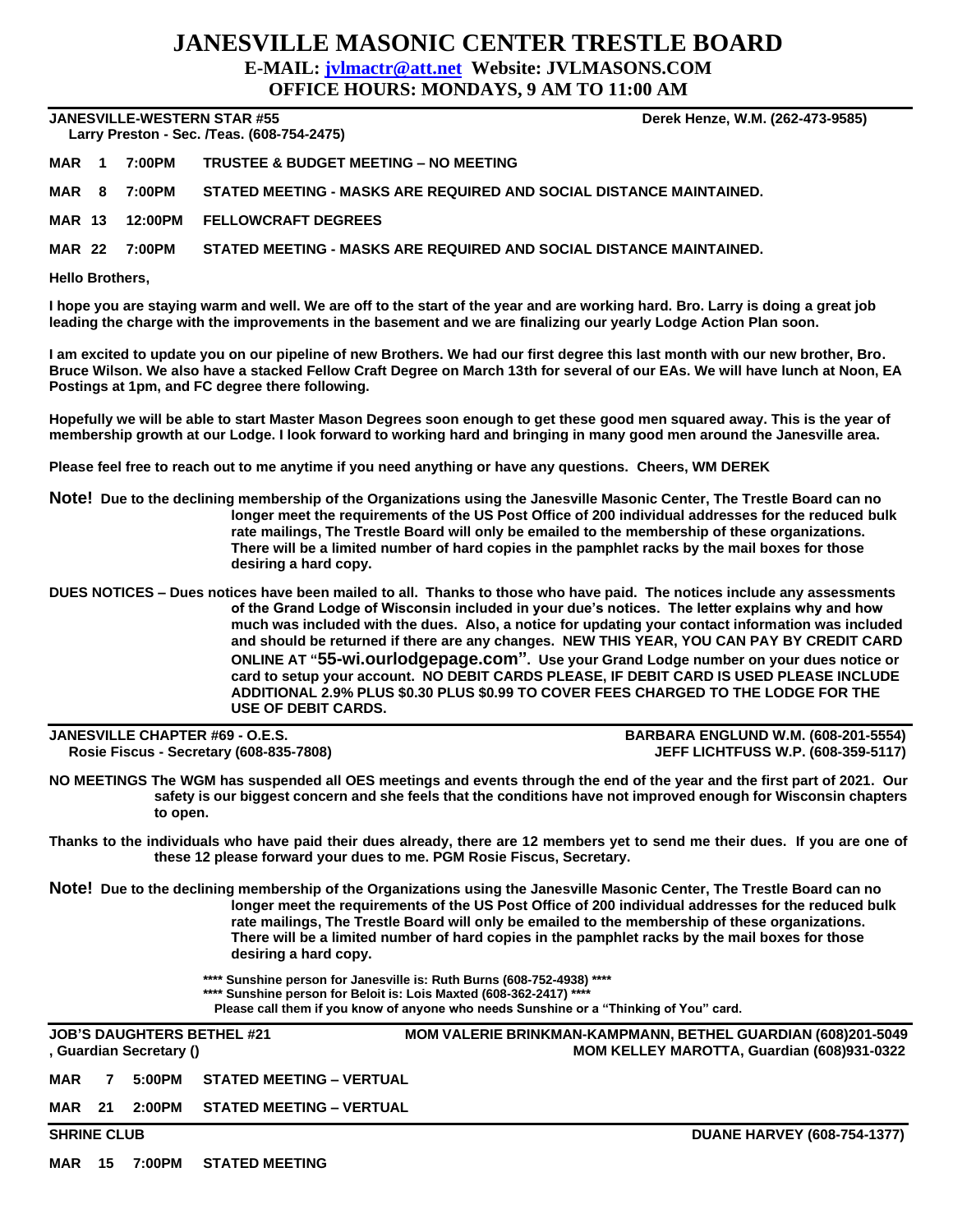# JANESVILLE MASONIC CENTER TRESTLE BOARD

**E-MAIL: jvlmactr@att.net Website: JVLMASONS.COM**

**OFFICE HOURS: MONDAYS, 9 AM TO 11:00 AM**

---

**JANESVILLE-WESTERN STAR #55** — **Derek Henze, W.M. (262-473-9585)**
**Larry Preston - Sec. /Teas. (608-754-2475)**

**MAR 1 7:00PM TRUSTEE & BUDGET MEETING – NO MEETING**

**MAR 8 7:00PM STATED MEETING - MASKS ARE REQUIRED AND SOCIAL DISTANCE MAINTAINED.**

**MAR 13 12:00PM FELLOWCRAFT DEGREES**

**MAR 22 7:00PM STATED MEETING - MASKS ARE REQUIRED AND SOCIAL DISTANCE MAINTAINED.**

**Hello Brothers,**

**I hope you are staying warm and well. We are off to the start of the year and are working hard. Bro. Larry is doing a great job leading the charge with the improvements in the basement and we are finalizing our yearly Lodge Action Plan soon.**

**I am excited to update you on our pipeline of new Brothers. We had our first degree this last month with our new brother, Bro. Bruce Wilson. We also have a stacked Fellow Craft Degree on March 13th for several of our EAs. We will have lunch at Noon, EA Postings at 1pm, and FC degree there following.**

**Hopefully we will be able to start Master Mason Degrees soon enough to get these good men squared away. This is the year of membership growth at our Lodge. I look forward to working hard and bringing in many good men around the Janesville area.**

**Please feel free to reach out to me anytime if you need anything or have any questions. Cheers, WM DEREK**

**Note! Due to the declining membership of the Organizations using the Janesville Masonic Center, The Trestle Board can no longer meet the requirements of the US Post Office of 200 individual addresses for the reduced bulk rate mailings, The Trestle Board will only be emailed to the membership of these organizations. There will be a limited number of hard copies in the pamphlet racks by the mail boxes for those desiring a hard copy.**

**DUES NOTICES – Dues notices have been mailed to all. Thanks to those who have paid. The notices include any assessments of the Grand Lodge of Wisconsin included in your due's notices. The letter explains why and how much was included with the dues. Also, a notice for updating your contact information was included and should be returned if there are any changes. NEW THIS YEAR, YOU CAN PAY BY CREDIT CARD ONLINE AT "55-wi.ourlodgepage.com". Use your Grand Lodge number on your dues notice or card to setup your account. NO DEBIT CARDS PLEASE, IF DEBIT CARD IS USED PLEASE INCLUDE ADDITIONAL 2.9% PLUS $0.30 PLUS $0.99 TO COVER FEES CHARGED TO THE LODGE FOR THE USE OF DEBIT CARDS.**

---

**JANESVILLE CHAPTER #69 - O.E.S.** — **BARBARA ENGLUND W.M. (608-201-5554)**
**Rosie Fiscus - Secretary (608-835-7808)** — **JEFF LICHTFUSS W.P. (608-359-5117)**

**NO MEETINGS The WGM has suspended all OES meetings and events through the end of the year and the first part of 2021. Our safety is our biggest concern and she feels that the conditions have not improved enough for Wisconsin chapters to open.**

**Thanks to the individuals who have paid their dues already, there are 12 members yet to send me their dues. If you are one of these 12 please forward your dues to me. PGM Rosie Fiscus, Secretary.**

**Note! Due to the declining membership of the Organizations using the Janesville Masonic Center, The Trestle Board can no longer meet the requirements of the US Post Office of 200 individual addresses for the reduced bulk rate mailings, The Trestle Board will only be emailed to the membership of these organizations. There will be a limited number of hard copies in the pamphlet racks by the mail boxes for those desiring a hard copy.**

**\*\*\*\* Sunshine person for Janesville is: Ruth Burns (608-752-4938) \*\*\*\***
**\*\*\*\* Sunshine person for Beloit is: Lois Maxted (608-362-2417) \*\*\*\***
**Please call them if you know of anyone who needs Sunshine or a "Thinking of You" card.**

---

**JOB'S DAUGHTERS BETHEL #21** — **MOM VALERIE BRINKMAN-KAMPMANN, BETHEL GUARDIAN (608)201-5049**
**, Guardian Secretary ()** — **MOM KELLEY MAROTTA, Guardian (608)931-0322**

**MAR 7 5:00PM STATED MEETING – VIRTUAL**

**MAR 21 2:00PM STATED MEETING – VIRTUAL**

---

**SHRINE CLUB** — **DUANE HARVEY (608-754-1377)**

**MAR 15 7:00PM STATED MEETING**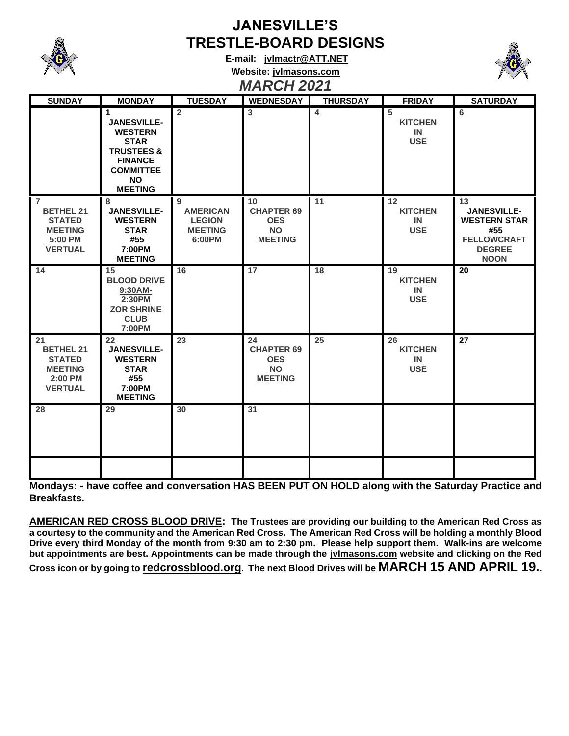# JANESVILLE'S TRESTLE-BOARD DESIGNS

**E-mail: jvlmactr@ATT.NET**

**Website: jvlmasons.com**

## *MARCH 2021*

| SUNDAY | MONDAY | TUESDAY | WEDNESDAY | THURSDAY | FRIDAY | SATURDAY |
|---|---|---|---|---|---|---|
| | 1 JANESVILLE-WESTERN STAR TRUSTEES & FINANCE COMMITTEE NO MEETING | 2 | 3 | 4 | 5 KITCHEN IN USE | 6 |
| 7 BETHEL 21 STATED MEETING 5:00 PM VERTUAL | 8 JANESVILLE-WESTERN STAR #55 7:00PM MEETING | 9 AMERICAN LEGION MEETING 6:00PM | 10 CHAPTER 69 OES NO MEETING | 11 | 12 KITCHEN IN USE | 13 JANESVILLE-WESTERN STAR #55 FELLOWCRAFT DEGREE NOON |
| 14 | 15 BLOOD DRIVE 9:30AM-2:30PM ZOR SHRINE CLUB 7:00PM | 16 | 17 | 18 | 19 KITCHEN IN USE | 20 |
| 21 BETHEL 21 STATED MEETING 2:00 PM VERTUAL | 22 JANESVILLE-WESTERN STAR #55 7:00PM MEETING | 23 | 24 CHAPTER 69 OES NO MEETING | 25 | 26 KITCHEN IN USE | 27 |
| 28 | 29 | 30 | 31 | | | |
| | | | | | | |

**Mondays: - have coffee and conversation HAS BEEN PUT ON HOLD along with the Saturday Practice and Breakfasts.**

**AMERICAN RED CROSS BLOOD DRIVE: The Trustees are providing our building to the American Red Cross as a courtesy to the community and the American Red Cross. The American Red Cross will be holding a monthly Blood Drive every third Monday of the month from 9:30 am to 2:30 pm. Please help support them. Walk-ins are welcome but appointments are best. Appointments can be made through the jvlmasons.com website and clicking on the Red Cross icon or by going to redcrossblood.org. The next Blood Drives will be MARCH 15 AND APRIL 19..**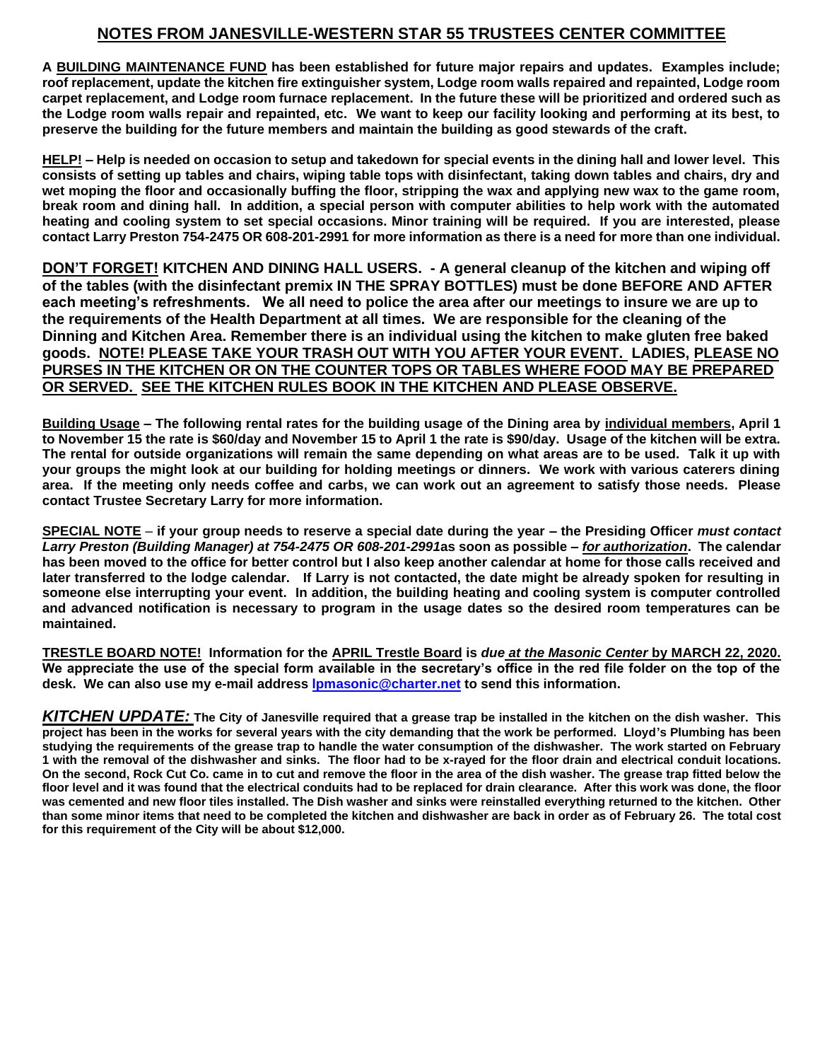## NOTES FROM JANESVILLE-WESTERN STAR 55 TRUSTEES CENTER COMMITTEE

**A BUILDING MAINTENANCE FUND has been established for future major repairs and updates. Examples include; roof replacement, update the kitchen fire extinguisher system, Lodge room walls repaired and repainted, Lodge room carpet replacement, and Lodge room furnace replacement. In the future these will be prioritized and ordered such as the Lodge room walls repair and repainted, etc. We want to keep our facility looking and performing at its best, to preserve the building for the future members and maintain the building as good stewards of the craft.**

**HELP! – Help is needed on occasion to setup and takedown for special events in the dining hall and lower level. This consists of setting up tables and chairs, wiping table tops with disinfectant, taking down tables and chairs, dry and wet moping the floor and occasionally buffing the floor, stripping the wax and applying new wax to the game room, break room and dining hall. In addition, a special person with computer abilities to help work with the automated heating and cooling system to set special occasions. Minor training will be required. If you are interested, please contact Larry Preston 754-2475 OR 608-201-2991 for more information as there is a need for more than one individual.**

**DON'T FORGET! KITCHEN AND DINING HALL USERS. - A general cleanup of the kitchen and wiping off of the tables (with the disinfectant premix IN THE SPRAY BOTTLES) must be done BEFORE AND AFTER each meeting's refreshments. We all need to police the area after our meetings to insure we are up to the requirements of the Health Department at all times. We are responsible for the cleaning of the Dinning and Kitchen Area. Remember there is an individual using the kitchen to make gluten free baked goods. NOTE! PLEASE TAKE YOUR TRASH OUT WITH YOU AFTER YOUR EVENT. LADIES, PLEASE NO PURSES IN THE KITCHEN OR ON THE COUNTER TOPS OR TABLES WHERE FOOD MAY BE PREPARED OR SERVED. SEE THE KITCHEN RULES BOOK IN THE KITCHEN AND PLEASE OBSERVE.**

**Building Usage – The following rental rates for the building usage of the Dining area by individual members, April 1 to November 15 the rate is $60/day and November 15 to April 1 the rate is $90/day. Usage of the kitchen will be extra. The rental for outside organizations will remain the same depending on what areas are to be used. Talk it up with your groups the might look at our building for holding meetings or dinners. We work with various caterers dining area. If the meeting only needs coffee and carbs, we can work out an agreement to satisfy those needs. Please contact Trustee Secretary Larry for more information.**

**SPECIAL NOTE – if your group needs to reserve a special date during the year – the Presiding Officer *must contact Larry Preston (Building Manager) at 754-2475 OR 608-201-2991*as soon as possible – *for authorization*. The calendar has been moved to the office for better control but I also keep another calendar at home for those calls received and later transferred to the lodge calendar. If Larry is not contacted, the date might be already spoken for resulting in someone else interrupting your event. In addition, the building heating and cooling system is computer controlled and advanced notification is necessary to program in the usage dates so the desired room temperatures can be maintained.**

**TRESTLE BOARD NOTE! Information for the APRIL Trestle Board is *due at the Masonic Center* by MARCH 22, 2020. We appreciate the use of the special form available in the secretary's office in the red file folder on the top of the desk. We can also use my e-mail address lpmasonic@charter.net to send this information.**

***KITCHEN UPDATE:*** **The City of Janesville required that a grease trap be installed in the kitchen on the dish washer. This project has been in the works for several years with the city demanding that the work be performed. Lloyd's Plumbing has been studying the requirements of the grease trap to handle the water consumption of the dishwasher. The work started on February 1 with the removal of the dishwasher and sinks. The floor had to be x-rayed for the floor drain and electrical conduit locations. On the second, Rock Cut Co. came in to cut and remove the floor in the area of the dish washer. The grease trap fitted below the floor level and it was found that the electrical conduits had to be replaced for drain clearance. After this work was done, the floor was cemented and new floor tiles installed. The Dish washer and sinks were reinstalled everything returned to the kitchen. Other than some minor items that need to be completed the kitchen and dishwasher are back in order as of February 26. The total cost for this requirement of the City will be about $12,000.**